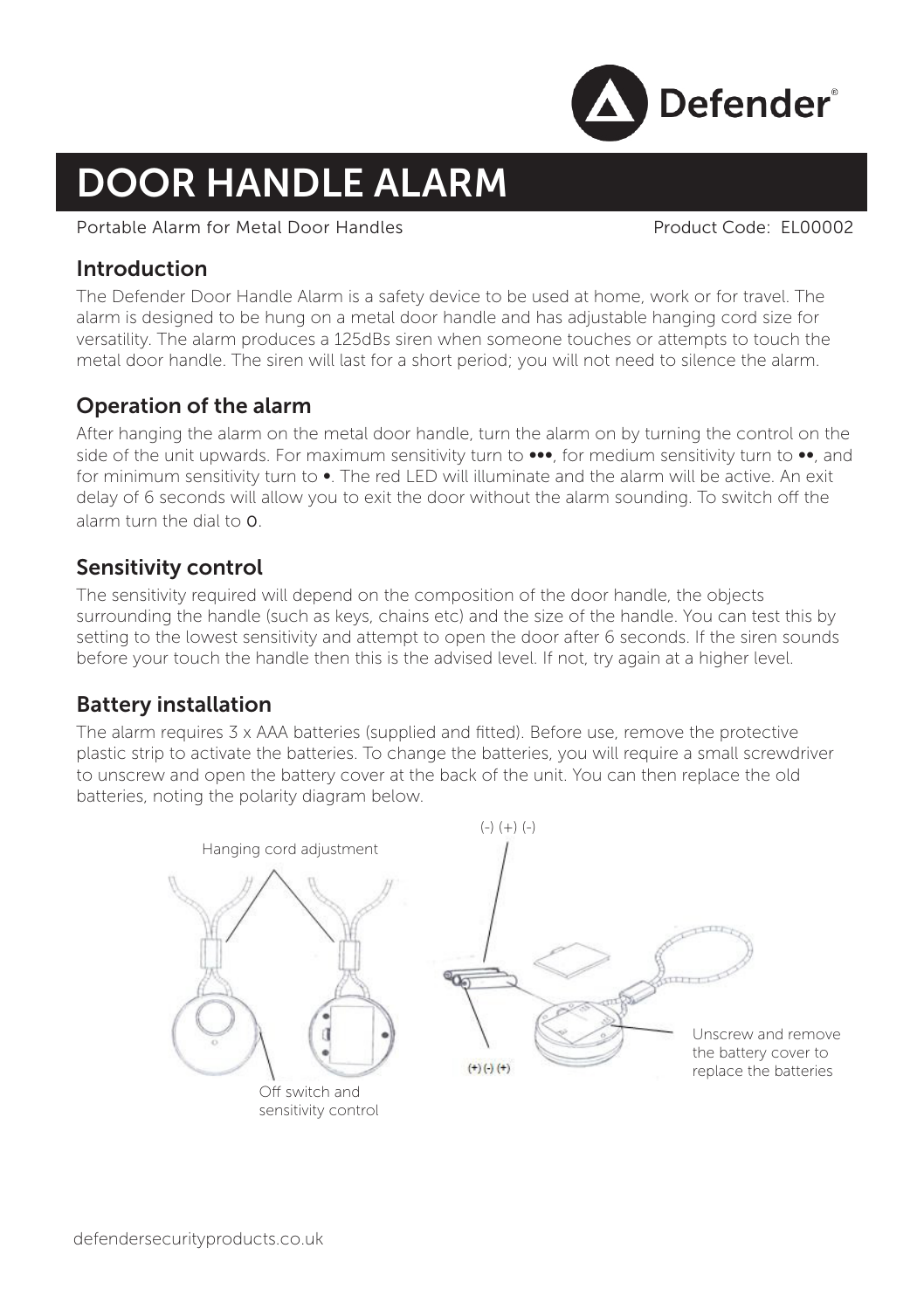Defender®

# DOOR HANDLE ALARM

Portable Alarm for Metal Door Handles

Product Code: EL00002

## Introduction

The Defender Door Handle Alarm is a safety device to be used at home, work or for travel. The alarm is designed to be hung on a metal door handle and has adjustable hanging cord size for versatility. The alarm produces a 125dBs siren when someone touches or attempts to touch the metal door handle. The siren will last for a short period; you will not need to silence the alarm.

## Operation of the alarm

After hanging the alarm on the metal door handle, turn the alarm on by turning the control on the side of the unit upwards. For maximum sensitivity turn to •••, for medium sensitivity turn to ••, and for minimum sensitivity turn to •. The red LED will illuminate and the alarm will be active. An exit delay of 6 seconds will allow you to exit the door without the alarm sounding. To switch off the alarm turn the dial to 0.

## Sensitivity control

The sensitivity required will depend on the composition of the door handle, the objects surrounding the handle (such as keys, chains etc) and the size of the handle. You can test this by setting to the lowest sensitivity and attempt to open the door after 6 seconds. If the siren sounds before your touch the handle then this is the advised level. If not, try again at a higher level.

## Battery installation

The alarm requires 3 x AAA batteries (supplied and fitted). Before use, remove the protective plastic strip to activate the batteries. To change the batteries, you will require a small screwdriver to unscrew and open the battery cover at the back of the unit. You can then replace the old batteries, noting the polarity diagram below.

Hanging cord adjustment

Off switch and sensitivity control

(-) (+) (-)

(+) (-) (+)

Unscrew and remove the battery cover to replace the batteries

defendersecurityproducts.co.uk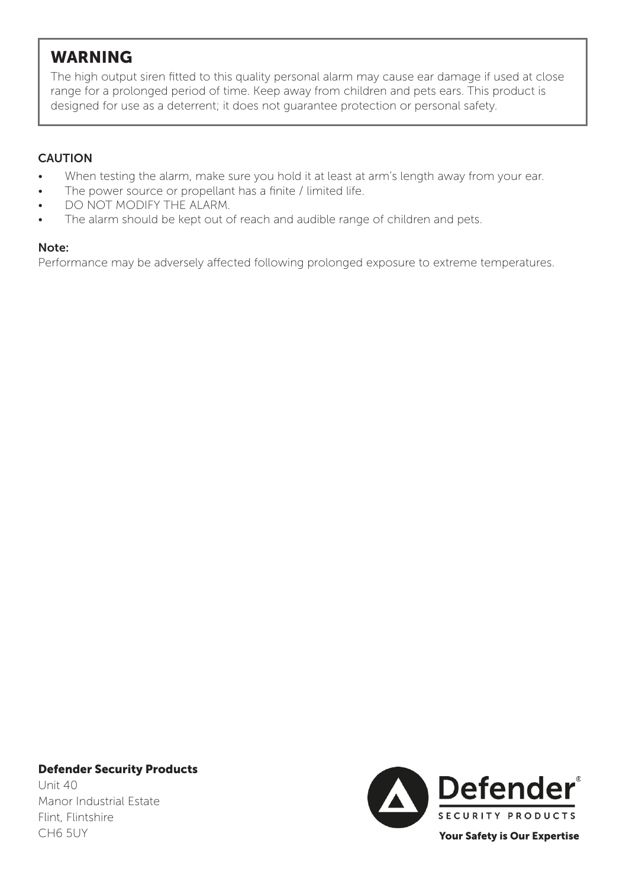## WARNING

The high output siren fitted to this quality personal alarm may cause ear damage if used at close range for a prolonged period of time. Keep away from children and pets ears. This product is designed for use as a deterrent; it does not guarantee protection or personal safety.

### CAUTION

- When testing the alarm, make sure you hold it at least at arm's length away from your ear.
- The power source or propellant has a finite / limited life.
- DO NOT MODIFY THE ALARM.
- The alarm should be kept out of reach and audible range of children and pets.

**Note:**

Performance may be adversely affected following prolonged exposure to extreme temperatures.

**Defender Security Products**

Unit 40
Manor Industrial Estate
Flint, Flintshire
CH6 5UY

Defender® SECURITY PRODUCTS

**Your Safety is Our Expertise**